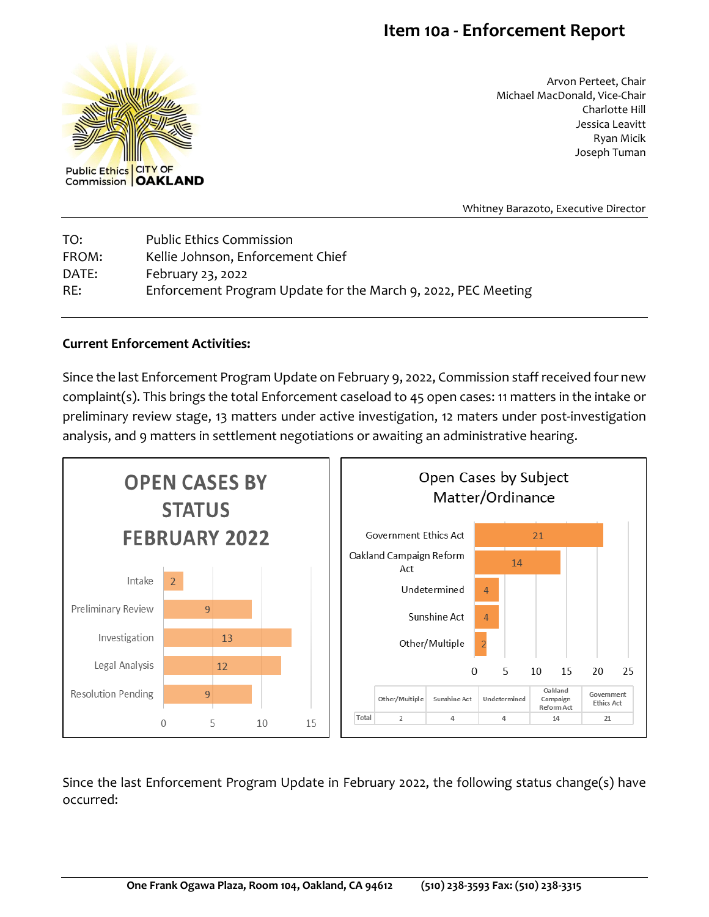# Item 10a - Enforcement Report

Public Ethics Commission | CITY OF OAKLAND

Arvon Perteet, Chair
Michael MacDonald, Vice-Chair
Charlotte Hill
Jessica Leavitt
Ryan Micik
Joseph Tuman

Whitney Barazoto, Executive Director

| | |
|---|---|
| TO: | Public Ethics Commission |
| FROM: | Kellie Johnson, Enforcement Chief |
| DATE: | February 23, 2022 |
| RE: | Enforcement Program Update for the March 9, 2022, PEC Meeting |

**Current Enforcement Activities:**

Since the last Enforcement Program Update on February 9, 2022, Commission staff received four new complaint(s). This brings the total Enforcement caseload to 45 open cases: 11 matters in the intake or preliminary review stage, 13 matters under active investigation, 12 maters under post-investigation analysis, and 9 matters in settlement negotiations or awaiting an administrative hearing.

**OPEN CASES BY STATUS FEBRUARY 2022**

| Status | Cases |
|---|---|
| Intake | 2 |
| Preliminary Review | 9 |
| Investigation | 13 |
| Legal Analysis | 12 |
| Resolution Pending | 9 |

**Open Cases by Subject Matter/Ordinance**

| | Other/Multiple | Sunshine Act | Undetermined | Oakland Campaign Reform Act | Government Ethics Act |
|---|---|---|---|---|---|
| Total | 2 | 4 | 4 | 14 | 21 |

Since the last Enforcement Program Update in February 2022, the following status change(s) have occurred: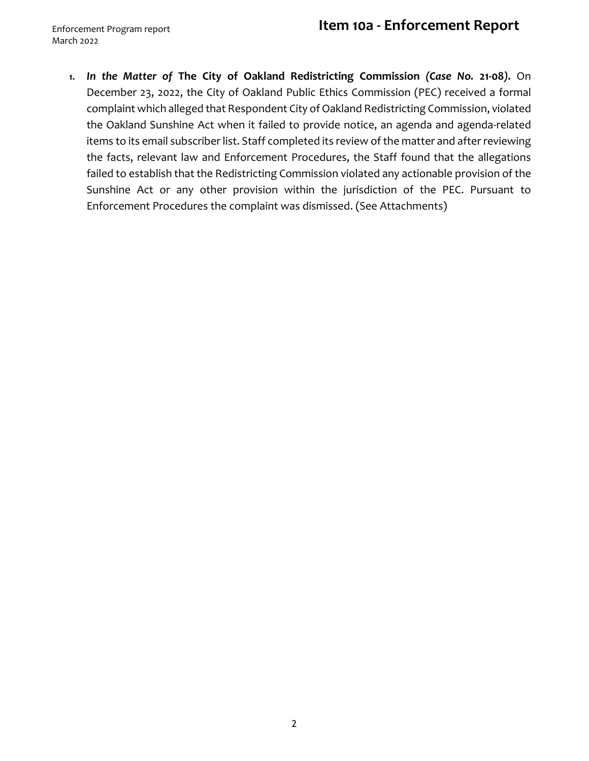1. ***In the Matter of* The City of Oakland Redistricting Commission *(Case No.* 21-08*).*** On December 23, 2022, the City of Oakland Public Ethics Commission (PEC) received a formal complaint which alleged that Respondent City of Oakland Redistricting Commission, violated the Oakland Sunshine Act when it failed to provide notice, an agenda and agenda-related items to its email subscriber list. Staff completed its review of the matter and after reviewing the facts, relevant law and Enforcement Procedures, the Staff found that the allegations failed to establish that the Redistricting Commission violated any actionable provision of the Sunshine Act or any other provision within the jurisdiction of the PEC. Pursuant to Enforcement Procedures the complaint was dismissed. (See Attachments)